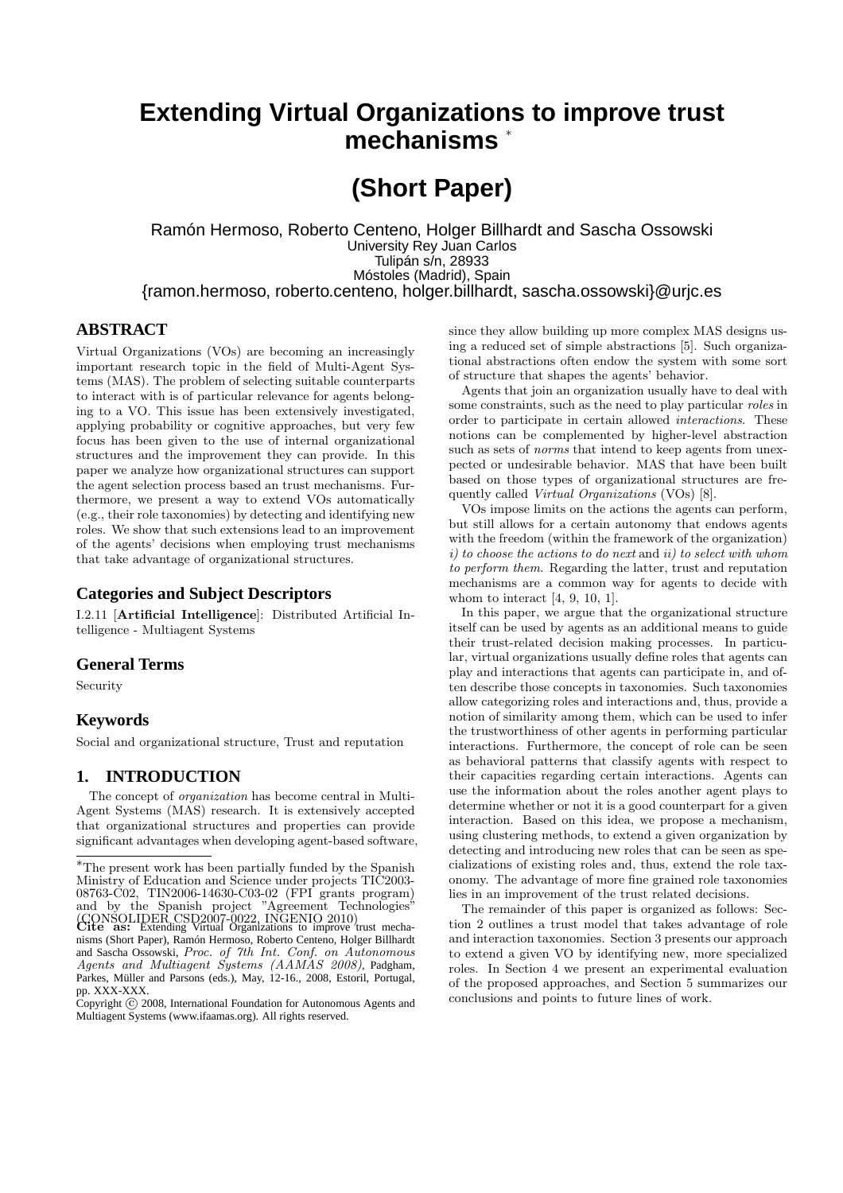# Extending Virtual Organizations to improve trust mechanisms [*]

## (Short Paper)

Ramón Hermoso, Roberto Centeno, Holger Billhardt and Sascha Ossowski
University Rey Juan Carlos
Tulipán s/n, 28933
Móstoles (Madrid), Spain
{ramon.hermoso, roberto.centeno, holger.billhardt, sascha.ossowski}@urjc.es

## ABSTRACT

Virtual Organizations (VOs) are becoming an increasingly important research topic in the field of Multi-Agent Systems (MAS). The problem of selecting suitable counterparts to interact with is of particular relevance for agents belonging to a VO. This issue has been extensively investigated, applying probability or cognitive approaches, but very few focus has been given to the use of internal organizational structures and the improvement they can provide. In this paper we analyze how organizational structures can support the agent selection process based an trust mechanisms. Furthermore, we present a way to extend VOs automatically (e.g., their role taxonomies) by detecting and identifying new roles. We show that such extensions lead to an improvement of the agents' decisions when employing trust mechanisms that take advantage of organizational structures.

### Categories and Subject Descriptors

I.2.11 [**Artificial Intelligence**]: Distributed Artificial Intelligence - Multiagent Systems

### General Terms

Security

### Keywords

Social and organizational structure, Trust and reputation

## 1. INTRODUCTION

The concept of *organization* has become central in Multi-Agent Systems (MAS) research. It is extensively accepted that organizational structures and properties can provide significant advantages when developing agent-based software, since they allow building up more complex MAS designs using a reduced set of simple abstractions [5]. Such organizational abstractions often endow the system with some sort of structure that shapes the agents' behavior.

Agents that join an organization usually have to deal with some constraints, such as the need to play particular *roles* in order to participate in certain allowed *interactions*. These notions can be complemented by higher-level abstraction such as sets of *norms* that intend to keep agents from unexpected or undesirable behavior. MAS that have been built based on those types of organizational structures are frequently called *Virtual Organizations* (VOs) [8].

VOs impose limits on the actions the agents can perform, but still allows for a certain autonomy that endows agents with the freedom (within the framework of the organization) *i) to choose the actions to do next* and *ii) to select with whom to perform them*. Regarding the latter, trust and reputation mechanisms are a common way for agents to decide with whom to interact [4, 9, 10, 1].

In this paper, we argue that the organizational structure itself can be used by agents as an additional means to guide their trust-related decision making processes. In particular, virtual organizations usually define roles that agents can play and interactions that agents can participate in, and often describe those concepts in taxonomies. Such taxonomies allow categorizing roles and interactions and, thus, provide a notion of similarity among them, which can be used to infer the trustworthiness of other agents in performing particular interactions. Furthermore, the concept of role can be seen as behavioral patterns that classify agents with respect to their capacities regarding certain interactions. Agents can use the information about the roles another agent plays to determine whether or not it is a good counterpart for a given interaction. Based on this idea, we propose a mechanism, using clustering methods, to extend a given organization by detecting and introducing new roles that can be seen as specializations of existing roles and, thus, extend the role taxonomy. The advantage of more fine grained role taxonomies lies in an improvement of the trust related decisions.

The remainder of this paper is organized as follows: Section 2 outlines a trust model that takes advantage of role and interaction taxonomies. Section 3 presents our approach to extend a given VO by identifying new, more specialized roles. In Section 4 we present an experimental evaluation of the proposed approaches, and Section 5 summarizes our conclusions and points to future lines of work.

---

[*]The present work has been partially funded by the Spanish Ministry of Education and Science under projects TIC2003-08763-C02, TIN2006-14630-C03-02 (FPI grants program) and by the Spanish project "Agreement Technologies" (CONSOLIDER CSD2007-0022, INGENIO 2010)

**Cite as:** Extending Virtual Organizations to improve trust mechanisms (Short Paper), Ramón Hermoso, Roberto Centeno, Holger Billhardt and Sascha Ossowski, *Proc. of 7th Int. Conf. on Autonomous Agents and Multiagent Systems (AAMAS 2008)*, Padgham, Parkes, Müller and Parsons (eds.), May, 12-16., 2008, Estoril, Portugal, pp. XXX-XXX.

Copyright © 2008, International Foundation for Autonomous Agents and Multiagent Systems (www.ifaamas.org). All rights reserved.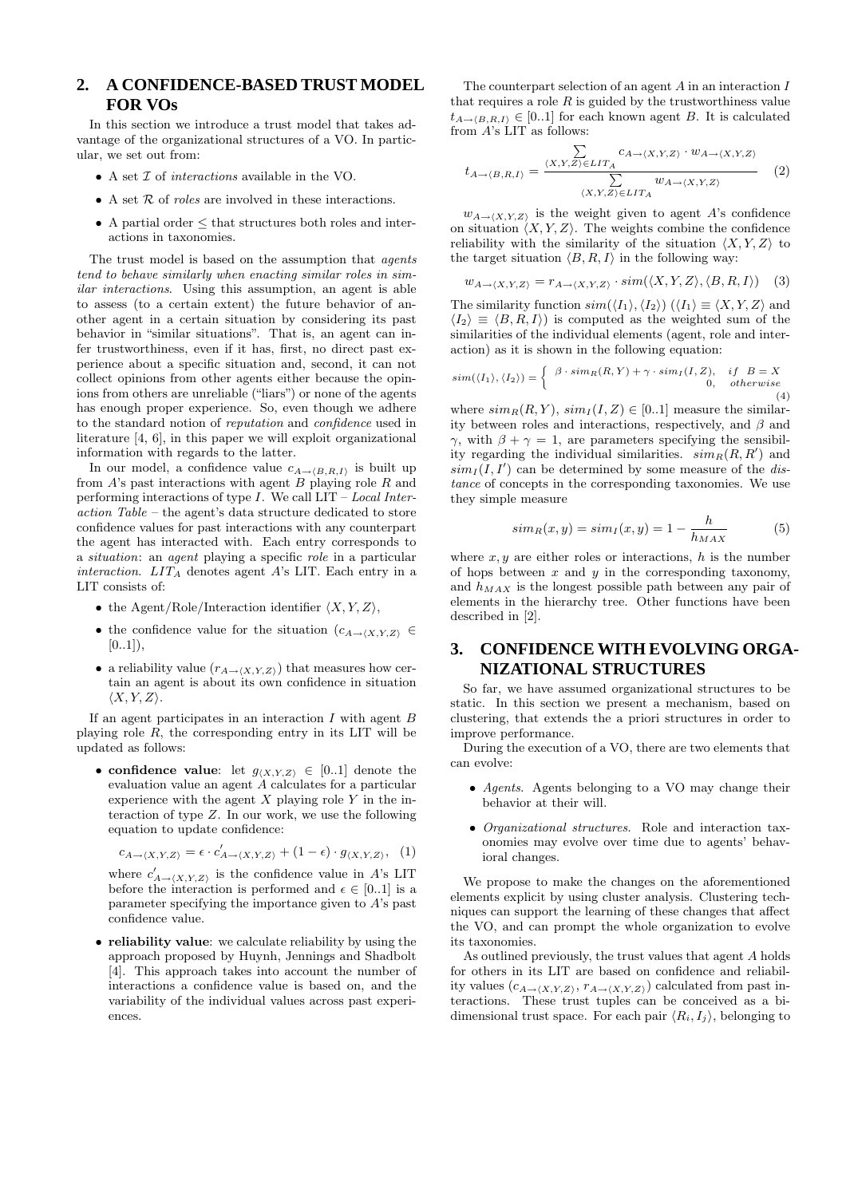## 2. A CONFIDENCE-BASED TRUST MODEL FOR VOs

In this section we introduce a trust model that takes advantage of the organizational structures of a VO. In particular, we set out from:

- A set $\mathcal{I}$ of *interactions* available in the VO.
- A set $\mathcal{R}$ of *roles* are involved in these interactions.
- A partial order $\leq$ that structures both roles and interactions in taxonomies.

The trust model is based on the assumption that *agents tend to behave similarly when enacting similar roles in similar interactions*. Using this assumption, an agent is able to assess (to a certain extent) the future behavior of another agent in a certain situation by considering its past behavior in "similar situations". That is, an agent can infer trustworthiness, even if it has, first, no direct past experience about a specific situation and, second, it can not collect opinions from other agents either because the opinions from others are unreliable ("liars") or none of the agents has enough proper experience. So, even though we adhere to the standard notion of *reputation* and *confidence* used in literature [4, 6], in this paper we will exploit organizational information with regards to the latter.

In our model, a confidence value $c_{A\rightarrow\langle B,R,I\rangle}$ is built up from $A$'s past interactions with agent $B$ playing role $R$ and performing interactions of type $I$. We call LIT – *Local Interaction Table* – the agent's data structure dedicated to store confidence values for past interactions with any counterpart the agent has interacted with. Each entry corresponds to a *situation*: an *agent* playing a specific *role* in a particular *interaction*. $LIT_A$ denotes agent $A$'s LIT. Each entry in a LIT consists of:

- the Agent/Role/Interaction identifier $\langle X, Y, Z\rangle$,
- the confidence value for the situation ($c_{A\rightarrow\langle X,Y,Z\rangle} \in [0..1]$),
- a reliability value ($r_{A\rightarrow\langle X,Y,Z\rangle}$) that measures how certain an agent is about its own confidence in situation $\langle X, Y, Z\rangle$.

If an agent participates in an interaction $I$ with agent $B$ playing role $R$, the corresponding entry in its LIT will be updated as follows:

- **confidence value**: let $g_{\langle X,Y,Z\rangle} \in [0..1]$ denote the evaluation value an agent $A$ calculates for a particular experience with the agent $X$ playing role $Y$ in the interaction of type $Z$. In our work, we use the following equation to update confidence:

$$c_{A\rightarrow\langle X,Y,Z\rangle} = \epsilon \cdot c'_{A\rightarrow\langle X,Y,Z\rangle} + (1-\epsilon)\cdot g_{\langle X,Y,Z\rangle}, \quad (1)$$

  where $c'_{A\rightarrow\langle X,Y,Z\rangle}$ is the confidence value in $A$'s LIT before the interaction is performed and $\epsilon \in [0..1]$ is a parameter specifying the importance given to $A$'s past confidence value.

- **reliability value**: we calculate reliability by using the approach proposed by Huynh, Jennings and Shadbolt [4]. This approach takes into account the number of interactions a confidence value is based on, and the variability of the individual values across past experiences.

The counterpart selection of an agent $A$ in an interaction $I$ that requires a role $R$ is guided by the trustworthiness value $t_{A\rightarrow\langle B,R,I\rangle} \in [0..1]$ for each known agent $B$. It is calculated from $A$'s LIT as follows:

$$t_{A\rightarrow\langle B,R,I\rangle} = \frac{\sum_{\langle X,Y,Z\rangle\in LIT_A} c_{A\rightarrow\langle X,Y,Z\rangle}\cdot w_{A\rightarrow\langle X,Y,Z\rangle}}{\sum_{\langle X,Y,Z\rangle\in LIT_A} w_{A\rightarrow\langle X,Y,Z\rangle}} \quad (2)$$

$w_{A\rightarrow\langle X,Y,Z\rangle}$ is the weight given to agent $A$'s confidence on situation $\langle X, Y, Z\rangle$. The weights combine the confidence reliability with the similarity of the situation $\langle X, Y, Z\rangle$ to the target situation $\langle B, R, I\rangle$ in the following way:

$$w_{A\rightarrow\langle X,Y,Z\rangle} = r_{A\rightarrow\langle X,Y,Z\rangle}\cdot sim(\langle X,Y,Z\rangle,\langle B,R,I\rangle) \quad (3)$$

The similarity function $sim(\langle I_1\rangle, \langle I_2\rangle)$ ($\langle I_1\rangle \equiv \langle X, Y, Z\rangle$ and $\langle I_2\rangle \equiv \langle B, R, I\rangle$) is computed as the weighted sum of the similarities of the individual elements (agent, role and interaction) as it is shown in the following equation:

$$sim(\langle I_1\rangle,\langle I_2\rangle) = \begin{cases} \beta\cdot sim_R(R,Y) + \gamma\cdot sim_I(I,Z), & if \;\; B = X \\ 0, & otherwise \end{cases} \quad (4)$$

where $sim_R(R, Y)$, $sim_I(I, Z) \in [0..1]$ measure the similarity between roles and interactions, respectively, and $\beta$ and $\gamma$, with $\beta + \gamma = 1$, are parameters specifying the sensibility regarding the individual similarities. $sim_R(R, R')$ and $sim_I(I, I')$ can be determined by some measure of the *distance* of concepts in the corresponding taxonomies. We use they simple measure

$$sim_R(x,y) = sim_I(x,y) = 1 - \frac{h}{h_{MAX}} \quad (5)$$

where $x, y$ are either roles or interactions, $h$ is the number of hops between $x$ and $y$ in the corresponding taxonomy, and $h_{MAX}$ is the longest possible path between any pair of elements in the hierarchy tree. Other functions have been described in [2].

## 3. CONFIDENCE WITH EVOLVING ORGANIZATIONAL STRUCTURES

So far, we have assumed organizational structures to be static. In this section we present a mechanism, based on clustering, that extends the a priori structures in order to improve performance.

During the execution of a VO, there are two elements that can evolve:

- *Agents*. Agents belonging to a VO may change their behavior at their will.
- *Organizational structures*. Role and interaction taxonomies may evolve over time due to agents' behavioral changes.

We propose to make the changes on the aforementioned elements explicit by using cluster analysis. Clustering techniques can support the learning of these changes that affect the VO, and can prompt the whole organization to evolve its taxonomies.

As outlined previously, the trust values that agent $A$ holds for others in its LIT are based on confidence and reliability values ($c_{A\rightarrow\langle X,Y,Z\rangle}$, $r_{A\rightarrow\langle X,Y,Z\rangle}$) calculated from past interactions. These trust tuples can be conceived as a bidimensional trust space. For each pair $\langle R_i, I_j\rangle$, belonging to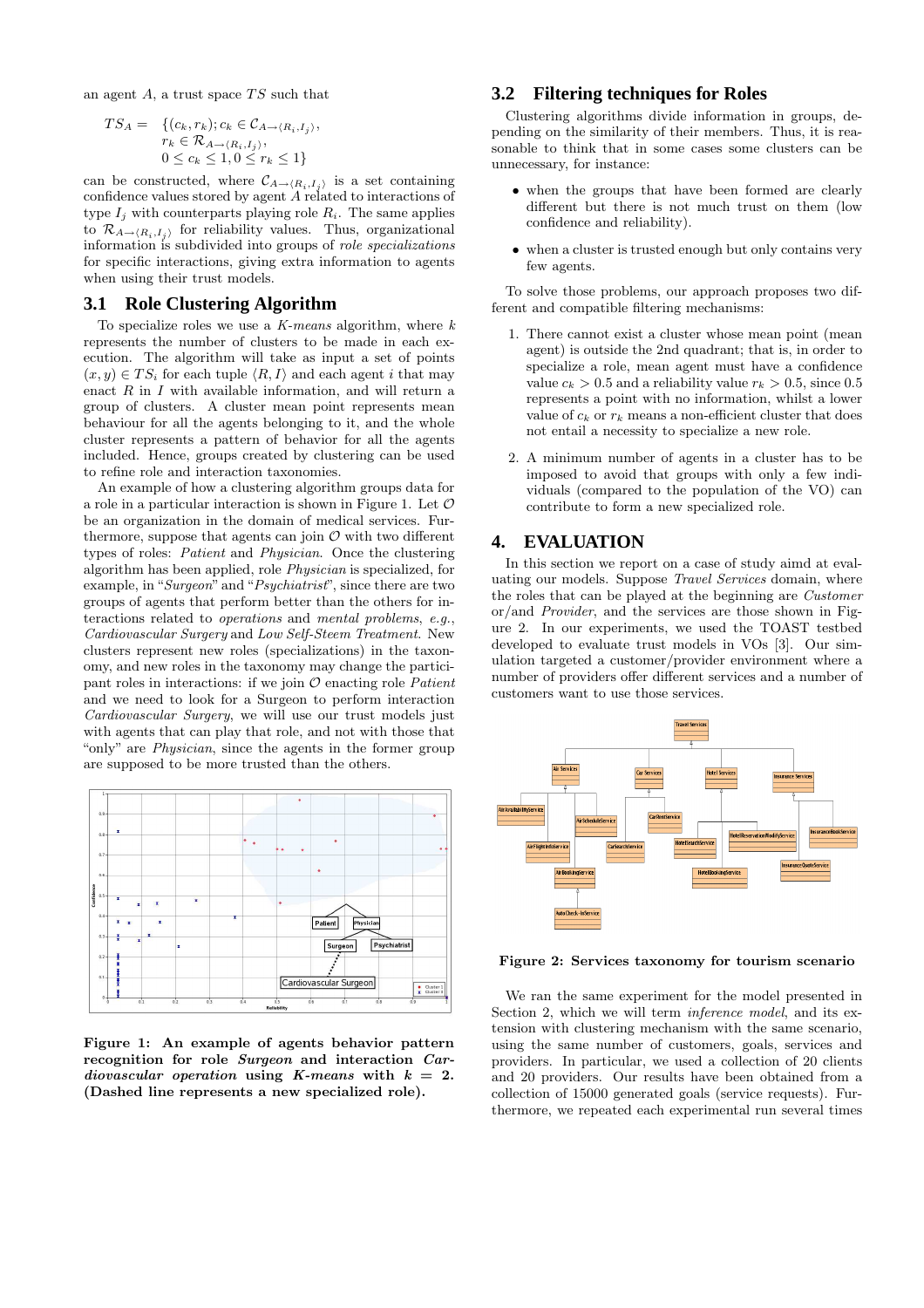an agent $A$, a trust space $TS$ such that

$$TS_A = \{(c_k, r_k); c_k \in \mathcal{C}_{A \to \langle R_i, I_j \rangle}, \\ r_k \in \mathcal{R}_{A \to \langle R_i, I_j \rangle}, \\ 0 \leq c_k \leq 1, 0 \leq r_k \leq 1\}$$

can be constructed, where $\mathcal{C}_{A \to \langle R_i, I_j \rangle}$ is a set containing confidence values stored by agent $A$ related to interactions of type $I_j$ with counterparts playing role $R_i$. The same applies to $\mathcal{R}_{A \to \langle R_i, I_j \rangle}$ for reliability values. Thus, organizational information is subdivided into groups of *role specializations* for specific interactions, giving extra information to agents when using their trust models.

## 3.1 Role Clustering Algorithm

To specialize roles we use a *K-means* algorithm, where $k$ represents the number of clusters to be made in each execution. The algorithm will take as input a set of points $(x, y) \in TS_i$ for each tuple $\langle R, I \rangle$ and each agent $i$ that may enact $R$ in $I$ with available information, and will return a group of clusters. A cluster mean point represents mean behaviour for all the agents belonging to it, and the whole cluster represents a pattern of behavior for all the agents included. Hence, groups created by clustering can be used to refine role and interaction taxonomies.

An example of how a clustering algorithm groups data for a role in a particular interaction is shown in Figure 1. Let $\mathcal{O}$ be an organization in the domain of medical services. Furthermore, suppose that agents can join $\mathcal{O}$ with two different types of roles: *Patient* and *Physician*. Once the clustering algorithm has been applied, role *Physician* is specialized, for example, in "*Surgeon*" and "*Psychiatrist*", since there are two groups of agents that perform better than the others for interactions related to *operations* and *mental problems*, *e.g.*, *Cardiovascular Surgery* and *Low Self-Steem Treatment*. New clusters represent new roles (specializations) in the taxonomy, and new roles in the taxonomy may change the participant roles in interactions: if we join $\mathcal{O}$ enacting role *Patient* and we need to look for a Surgeon to perform interaction *Cardiovascular Surgery*, we will use our trust models just with agents that can play that role, and not with those that "only" are *Physician*, since the agents in the former group are supposed to be more trusted than the others.

**Figure 1: An example of agents behavior pattern recognition for role *Surgeon* and interaction *Cardiovascular operation* using *K-means* with $k = 2$. (Dashed line represents a new specialized role).**

## 3.2 Filtering techniques for Roles

Clustering algorithms divide information in groups, depending on the similarity of their members. Thus, it is reasonable to think that in some cases some clusters can be unnecessary, for instance:

- when the groups that have been formed are clearly different but there is not much trust on them (low confidence and reliability).
- when a cluster is trusted enough but only contains very few agents.

To solve those problems, our approach proposes two different and compatible filtering mechanisms:

1. There cannot exist a cluster whose mean point (mean agent) is outside the 2nd quadrant; that is, in order to specialize a role, mean agent must have a confidence value $c_k > 0.5$ and a reliability value $r_k > 0.5$, since 0.5 represents a point with no information, whilst a lower value of $c_k$ or $r_k$ means a non-efficient cluster that does not entail a necessity to specialize a new role.
2. A minimum number of agents in a cluster has to be imposed to avoid that groups with only a few individuals (compared to the population of the VO) can contribute to form a new specialized role.

# 4. EVALUATION

In this section we report on a case of study aimd at evaluating our models. Suppose *Travel Services* domain, where the roles that can be played at the beginning are *Customer* or/and *Provider*, and the services are those shown in Figure 2. In our experiments, we used the TOAST testbed developed to evaluate trust models in VOs [3]. Our simulation targeted a customer/provider environment where a number of providers offer different services and a number of customers want to use those services.

**Figure 2: Services taxonomy for tourism scenario**

We ran the same experiment for the model presented in Section 2, which we will term *inference model*, and its extension with clustering mechanism with the same scenario, using the same number of customers, goals, services and providers. In particular, we used a collection of 20 clients and 20 providers. Our results have been obtained from a collection of 15000 generated goals (service requests). Furthermore, we repeated each experimental run several times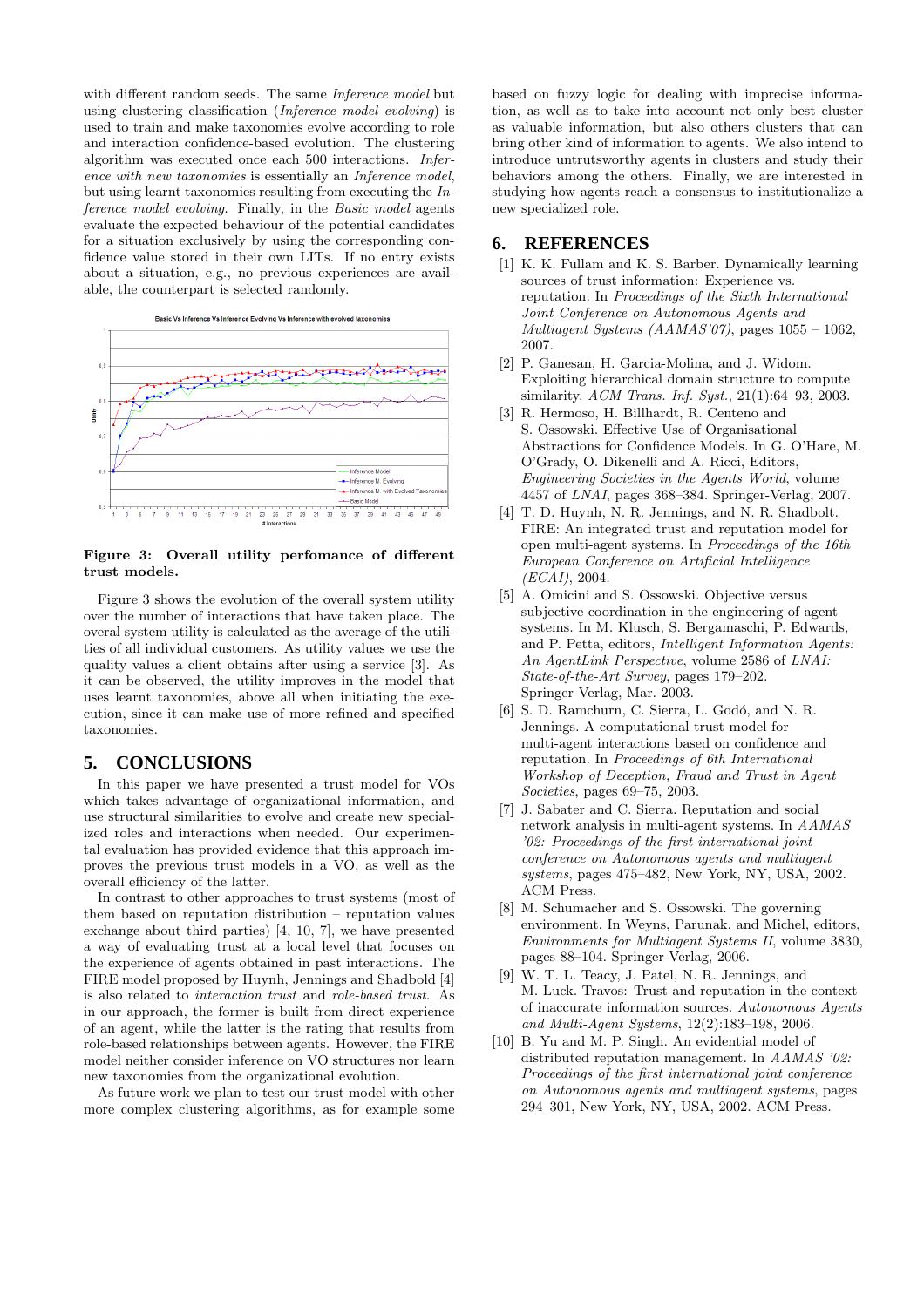with different random seeds. The same *Inference model* but using clustering classification (*Inference model evolving*) is used to train and make taxonomies evolve according to role and interaction confidence-based evolution. The clustering algorithm was executed once each 500 interactions. *Inference with new taxonomies* is essentially an *Inference model*, but using learnt taxonomies resulting from executing the *Inference model evolving*. Finally, in the *Basic model* agents evaluate the expected behaviour of the potential candidates for a situation exclusively by using the corresponding confidence value stored in their own LITs. If no entry exists about a situation, e.g., no previous experiences are available, the counterpart is selected randomly.

Basic Vs Inference Vs Inference Evolving Vs Inference with evolved taxonomies

Utility

1
0.9
0.8
0.7
0.6
0.5

1 3 5 7 9 11 13 15 17 19 21 23 25 27 29 31 33 35 37 39 41 43 45 47 49

\# Interactions

Inference Model
Inference M. Evolving
Inference M. with Evolved Taxonomies
Basic Model

**Figure 3: Overall utility perfomance of different trust models.**

Figure 3 shows the evolution of the overall system utility over the number of interactions that have taken place. The overal system utility is calculated as the average of the utilities of all individual customers. As utility values we use the quality values a client obtains after using a service [3]. As it can be observed, the utility improves in the model that uses learnt taxonomies, above all when initiating the execution, since it can make use of more refined and specified taxonomies.

## 5. CONCLUSIONS

In this paper we have presented a trust model for VOs which takes advantage of organizational information, and use structural similarities to evolve and create new specialized roles and interactions when needed. Our experimental evaluation has provided evidence that this approach improves the previous trust models in a VO, as well as the overall efficiency of the latter.

In contrast to other approaches to trust systems (most of them based on reputation distribution – reputation values exchange about third parties) [4, 10, 7], we have presented a way of evaluating trust at a local level that focuses on the experience of agents obtained in past interactions. The FIRE model proposed by Huynh, Jennings and Shadbold [4] is also related to *interaction trust* and *role-based trust*. As in our approach, the former is built from direct experience of an agent, while the latter is the rating that results from role-based relationships between agents. However, the FIRE model neither consider inference on VO structures nor learn new taxonomies from the organizational evolution.

As future work we plan to test our trust model with other more complex clustering algorithms, as for example some based on fuzzy logic for dealing with imprecise information, as well as to take into account not only best cluster as valuable information, but also others clusters that can bring other kind of information to agents. We also intend to introduce untrutsworthy agents in clusters and study their behaviors among the others. Finally, we are interested in studying how agents reach a consensus to institutionalize a new specialized role.

## 6. REFERENCES

[1] K. K. Fullam and K. S. Barber. Dynamically learning sources of trust information: Experience vs. reputation. In *Proceedings of the Sixth International Joint Conference on Autonomous Agents and Multiagent Systems (AAMAS'07)*, pages 1055 – 1062, 2007.

[2] P. Ganesan, H. Garcia-Molina, and J. Widom. Exploiting hierarchical domain structure to compute similarity. *ACM Trans. Inf. Syst.*, 21(1):64–93, 2003.

[3] R. Hermoso, H. Billhardt, R. Centeno and S. Ossowski. Effective Use of Organisational Abstractions for Confidence Models. In G. O'Hare, M. O'Grady, O. Dikenelli and A. Ricci, Editors, *Engineering Societies in the Agents World*, volume 4457 of *LNAI*, pages 368–384. Springer-Verlag, 2007.

[4] T. D. Huynh, N. R. Jennings, and N. R. Shadbolt. FIRE: An integrated trust and reputation model for open multi-agent systems. In *Proceedings of the 16th European Conference on Artificial Intelligence (ECAI)*, 2004.

[5] A. Omicini and S. Ossowski. Objective versus subjective coordination in the engineering of agent systems. In M. Klusch, S. Bergamaschi, P. Edwards, and P. Petta, editors, *Intelligent Information Agents: An AgentLink Perspective*, volume 2586 of *LNAI: State-of-the-Art Survey*, pages 179–202. Springer-Verlag, Mar. 2003.

[6] S. D. Ramchurn, C. Sierra, L. Godó, and N. R. Jennings. A computational trust model for multi-agent interactions based on confidence and reputation. In *Proceedings of 6th International Workshop of Deception, Fraud and Trust in Agent Societies*, pages 69–75, 2003.

[7] J. Sabater and C. Sierra. Reputation and social network analysis in multi-agent systems. In *AAMAS '02: Proceedings of the first international joint conference on Autonomous agents and multiagent systems*, pages 475–482, New York, NY, USA, 2002. ACM Press.

[8] M. Schumacher and S. Ossowski. The governing environment. In Weyns, Parunak, and Michel, editors, *Environments for Multiagent Systems II*, volume 3830, pages 88–104. Springer-Verlag, 2006.

[9] W. T. L. Teacy, J. Patel, N. R. Jennings, and M. Luck. Travos: Trust and reputation in the context of inaccurate information sources. *Autonomous Agents and Multi-Agent Systems*, 12(2):183–198, 2006.

[10] B. Yu and M. P. Singh. An evidential model of distributed reputation management. In *AAMAS '02: Proceedings of the first international joint conference on Autonomous agents and multiagent systems*, pages 294–301, New York, NY, USA, 2002. ACM Press.